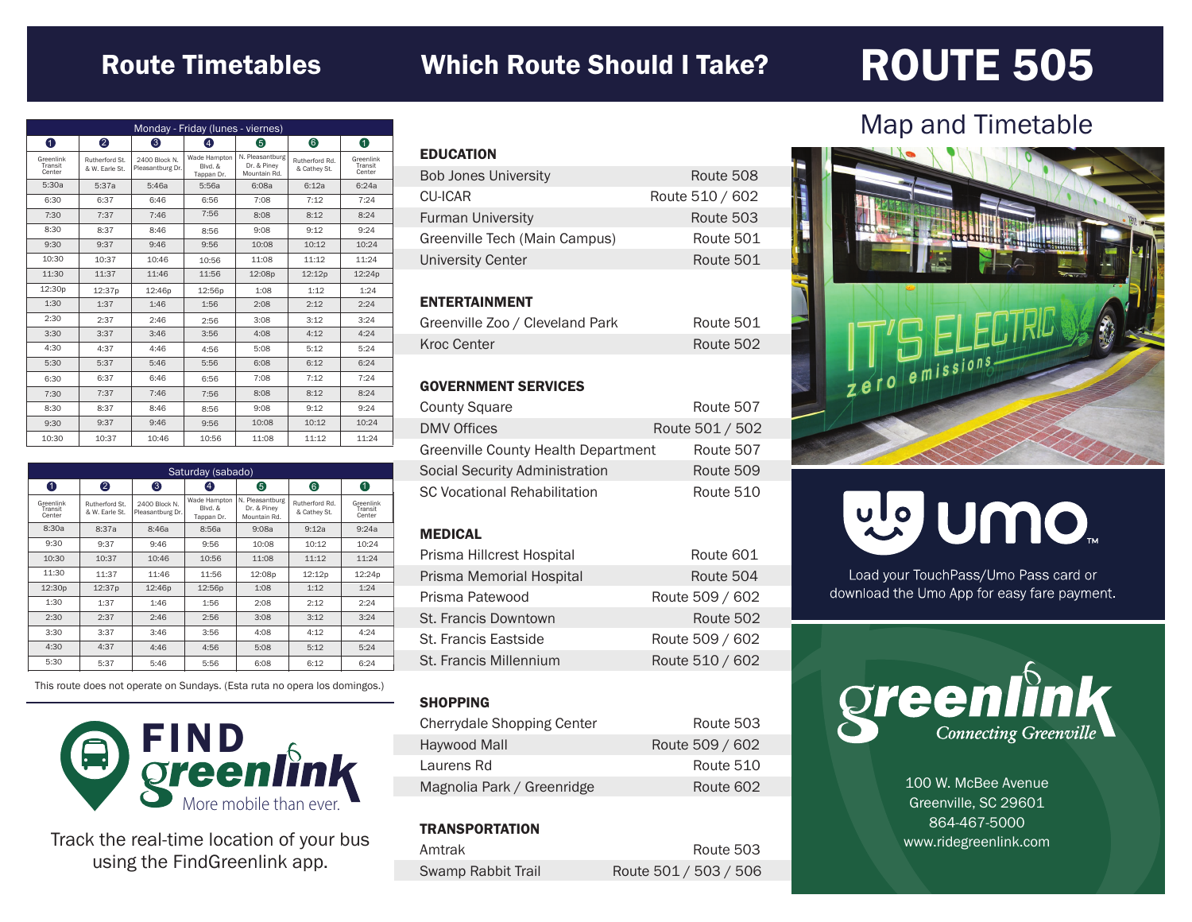# Route Timetables

## Monday - Friday (lunes - viernes)

| 1 | 2 | 3 | 4 | 5 | 6 | 1 |
|---|---|---|---|---|---|---|
| Greenlink Transit Center | Rutherford St. & W. Earle St. | 2400 Block N. Pleasantburg Dr. | Wade Hampton Blvd. & Tappan Dr. | N. Pleasantburg Dr. & Piney Mountain Rd. | Rutherford Rd. & Cathey St. | Greenlink Transit Center |
| 5:30a | 5:37a | 5:46a | 5:56a | 6:08a | 6:12a | 6:24a |
| 6:30 | 6:37 | 6:46 | 6:56 | 7:08 | 7:12 | 7:24 |
| 7:30 | 7:37 | 7:46 | 7:56 | 8:08 | 8:12 | 8:24 |
| 8:30 | 8:37 | 8:46 | 8:56 | 9:08 | 9:12 | 9:24 |
| 9:30 | 9:37 | 9:46 | 9:56 | 10:08 | 10:12 | 10:24 |
| 10:30 | 10:37 | 10:46 | 10:56 | 11:08 | 11:12 | 11:24 |
| 11:30 | 11:37 | 11:46 | 11:56 | 12:08p | 12:12p | 12:24p |
| 12:30p | 12:37p | 12:46p | 12:56p | 1:08 | 1:12 | 1:24 |
| 1:30 | 1:37 | 1:46 | 1:56 | 2:08 | 2:12 | 2:24 |
| 2:30 | 2:37 | 2:46 | 2:56 | 3:08 | 3:12 | 3:24 |
| 3:30 | 3:37 | 3:46 | 3:56 | 4:08 | 4:12 | 4:24 |
| 4:30 | 4:37 | 4:46 | 4:56 | 5:08 | 5:12 | 5:24 |
| 5:30 | 5:37 | 5:46 | 5:56 | 6:08 | 6:12 | 6:24 |
| 6:30 | 6:37 | 6:46 | 6:56 | 7:08 | 7:12 | 7:24 |
| 7:30 | 7:37 | 7:46 | 7:56 | 8:08 | 8:12 | 8:24 |
| 8:30 | 8:37 | 8:46 | 8:56 | 9:08 | 9:12 | 9:24 |
| 9:30 | 9:37 | 9:46 | 9:56 | 10:08 | 10:12 | 10:24 |
| 10:30 | 10:37 | 10:46 | 10:56 | 11:08 | 11:12 | 11:24 |

## Saturday (sabado)

| 1 | 2 | 3 | 4 | 5 | 6 | 1 |
|---|---|---|---|---|---|---|
| Greenlink Transit Center | Rutherford St. & W. Earle St. | 2400 Block N. Pleasantburg Dr. | Wade Hampton Blvd. & Tappan Dr. | N. Pleasantburg Dr. & Piney Mountain Rd. | Rutherford Rd. & Cathey St. | Greenlink Transit Center |
| 8:30a | 8:37a | 8:46a | 8:56a | 9:08a | 9:12a | 9:24a |
| 9:30 | 9:37 | 9:46 | 9:56 | 10:08 | 10:12 | 10:24 |
| 10:30 | 10:37 | 10:46 | 10:56 | 11:08 | 11:12 | 11:24 |
| 11:30 | 11:37 | 11:46 | 11:56 | 12:08p | 12:12p | 12:24p |
| 12:30p | 12:37p | 12:46p | 12:56p | 1:08 | 1:12 | 1:24 |
| 1:30 | 1:37 | 1:46 | 1:56 | 2:08 | 2:12 | 2:24 |
| 2:30 | 2:37 | 2:46 | 2:56 | 3:08 | 3:12 | 3:24 |
| 3:30 | 3:37 | 3:46 | 3:56 | 4:08 | 4:12 | 4:24 |
| 4:30 | 4:37 | 4:46 | 4:56 | 5:08 | 5:12 | 5:24 |
| 5:30 | 5:37 | 5:46 | 5:56 | 6:08 | 6:12 | 6:24 |

This route does not operate on Sundays. (Esta ruta no opera los domingos.)

**FIND greenlink** More mobile than ever.

Track the real-time location of your bus using the FindGreenlink app.

# Which Route Should I Take?

### EDUCATION

| | |
|---|---|
| Bob Jones University | Route 508 |
| CU-ICAR | Route 510 / 602 |
| Furman University | Route 503 |
| Greenville Tech (Main Campus) | Route 501 |
| University Center | Route 501 |

### ENTERTAINMENT

| | |
|---|---|
| Greenville Zoo / Cleveland Park | Route 501 |
| Kroc Center | Route 502 |

### GOVERNMENT SERVICES

| | |
|---|---|
| County Square | Route 507 |
| DMV Offices | Route 501 / 502 |
| Greenville County Health Department | Route 507 |
| Social Security Administration | Route 509 |
| SC Vocational Rehabilitation | Route 510 |

### MEDICAL

| | |
|---|---|
| Prisma Hillcrest Hospital | Route 601 |
| Prisma Memorial Hospital | Route 504 |
| Prisma Patewood | Route 509 / 602 |
| St. Francis Downtown | Route 502 |
| St. Francis Eastside | Route 509 / 602 |
| St. Francis Millennium | Route 510 / 602 |

### SHOPPING

| | |
|---|---|
| Cherrydale Shopping Center | Route 503 |
| Haywood Mall | Route 509 / 602 |
| Laurens Rd | Route 510 |
| Magnolia Park / Greenridge | Route 602 |

### TRANSPORTATION

| | |
|---|---|
| Amtrak | Route 503 |
| Swamp Rabbit Trail | Route 501 / 503 / 506 |

# ROUTE 505

## Map and Timetable

IT'S ELECTRIC zero emissions

**umo**

Load your TouchPass/Umo Pass card or download the Umo App for easy fare payment.

**greenlink** Connecting Greenville

100 W. McBee Avenue
Greenville, SC 29601
864-467-5000
www.ridegreenlink.com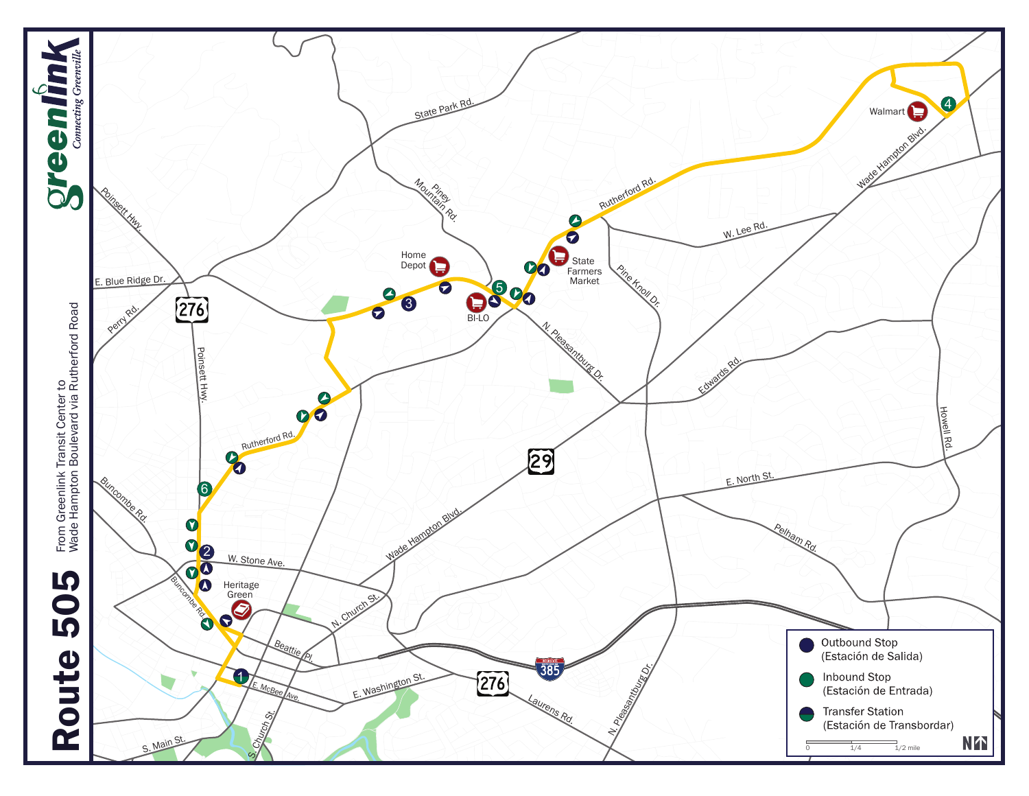# Route 505

From Greenlink Transit Center to Wade Hampton Boulevard via Rutherford Road

greenlink
Connecting Greenville

State Park Rd.
Piney Mountain Rd.
Poinsett Hwy.
E. Blue Ridge Dr.
Perry Rd.
276
Poinsett Hwy.
Home Depot
3
BI-LO
5
State Farmers Market
Rutherford Rd.
W. Lee Rd.
Pine Knoll Dr.
N. Pleasantburg Dr.
Walmart
4
Wade Hampton Blvd.
Edwards Rd.
29
Rutherford Rd.
6
Buncombe Rd.
2
W. Stone Ave.
Heritage Green
Buncombe Rd.
N. Church St.
Wade Hampton Blvd.
E. North St.
Pelham Rd.
Howell Rd.
Beattie Pl.
1
E. McBee Ave.
E. Washington St.
276
385
Laurens Rd.
N. Pleasantburg Dr.
S. Church St.
S. Main St.

Outbound Stop (Estación de Salida)

Inbound Stop (Estación de Entrada)

Transfer Station (Estación de Transbordar)

0 1/4 1/2 mile

N